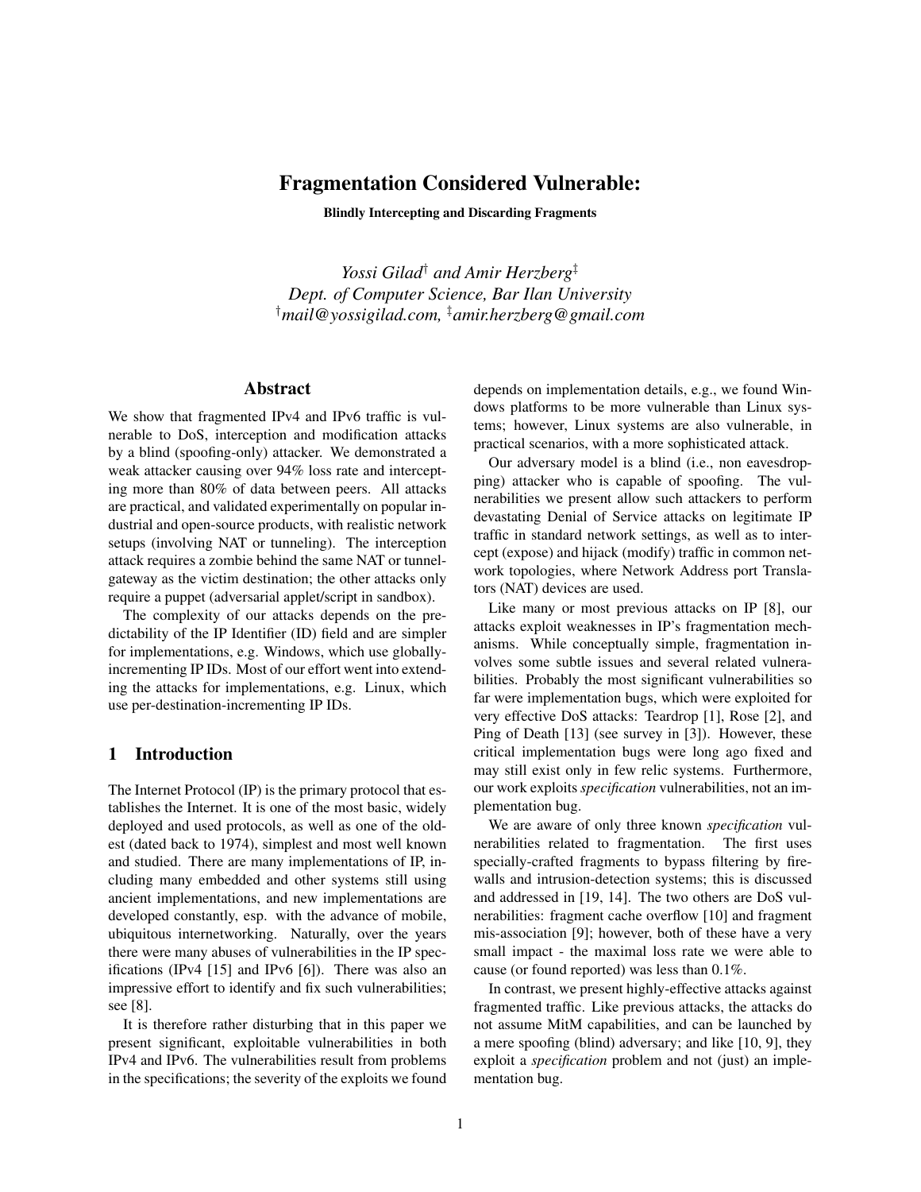# Fragmentation Considered Vulnerable:

**Blindly Intercepting and Discarding Fragments**

*Yossi Gilad*[†] *and Amir Herzberg*[‡]
*Dept. of Computer Science, Bar Ilan University*
[†]*mail@yossigilad.com,* [‡]*amir.herzberg@gmail.com*

## Abstract

We show that fragmented IPv4 and IPv6 traffic is vulnerable to DoS, interception and modification attacks by a blind (spoofing-only) attacker. We demonstrated a weak attacker causing over 94% loss rate and intercepting more than 80% of data between peers. All attacks are practical, and validated experimentally on popular industrial and open-source products, with realistic network setups (involving NAT or tunneling). The interception attack requires a zombie behind the same NAT or tunnel-gateway as the victim destination; the other attacks only require a puppet (adversarial applet/script in sandbox).

The complexity of our attacks depends on the predictability of the IP Identifier (ID) field and are simpler for implementations, e.g. Windows, which use globally-incrementing IP IDs. Most of our effort went into extending the attacks for implementations, e.g. Linux, which use per-destination-incrementing IP IDs.

## 1 Introduction

The Internet Protocol (IP) is the primary protocol that establishes the Internet. It is one of the most basic, widely deployed and used protocols, as well as one of the oldest (dated back to 1974), simplest and most well known and studied. There are many implementations of IP, including many embedded and other systems still using ancient implementations, and new implementations are developed constantly, esp. with the advance of mobile, ubiquitous internetworking. Naturally, over the years there were many abuses of vulnerabilities in the IP specifications (IPv4 [15] and IPv6 [6]). There was also an impressive effort to identify and fix such vulnerabilities; see [8].

It is therefore rather disturbing that in this paper we present significant, exploitable vulnerabilities in both IPv4 and IPv6. The vulnerabilities result from problems in the specifications; the severity of the exploits we found depends on implementation details, e.g., we found Windows platforms to be more vulnerable than Linux systems; however, Linux systems are also vulnerable, in practical scenarios, with a more sophisticated attack.

Our adversary model is a blind (i.e., non eavesdropping) attacker who is capable of spoofing. The vulnerabilities we present allow such attackers to perform devastating Denial of Service attacks on legitimate IP traffic in standard network settings, as well as to intercept (expose) and hijack (modify) traffic in common network topologies, where Network Address port Translators (NAT) devices are used.

Like many or most previous attacks on IP [8], our attacks exploit weaknesses in IP's fragmentation mechanisms. While conceptually simple, fragmentation involves some subtle issues and several related vulnerabilities. Probably the most significant vulnerabilities so far were implementation bugs, which were exploited for very effective DoS attacks: Teardrop [1], Rose [2], and Ping of Death [13] (see survey in [3]). However, these critical implementation bugs were long ago fixed and may still exist only in few relic systems. Furthermore, our work exploits *specification* vulnerabilities, not an implementation bug.

We are aware of only three known *specification* vulnerabilities related to fragmentation. The first uses specially-crafted fragments to bypass filtering by firewalls and intrusion-detection systems; this is discussed and addressed in [19, 14]. The two others are DoS vulnerabilities: fragment cache overflow [10] and fragment mis-association [9]; however, both of these have a very small impact - the maximal loss rate we were able to cause (or found reported) was less than 0.1%.

In contrast, we present highly-effective attacks against fragmented traffic. Like previous attacks, the attacks do not assume MitM capabilities, and can be launched by a mere spoofing (blind) adversary; and like [10, 9], they exploit a *specification* problem and not (just) an implementation bug.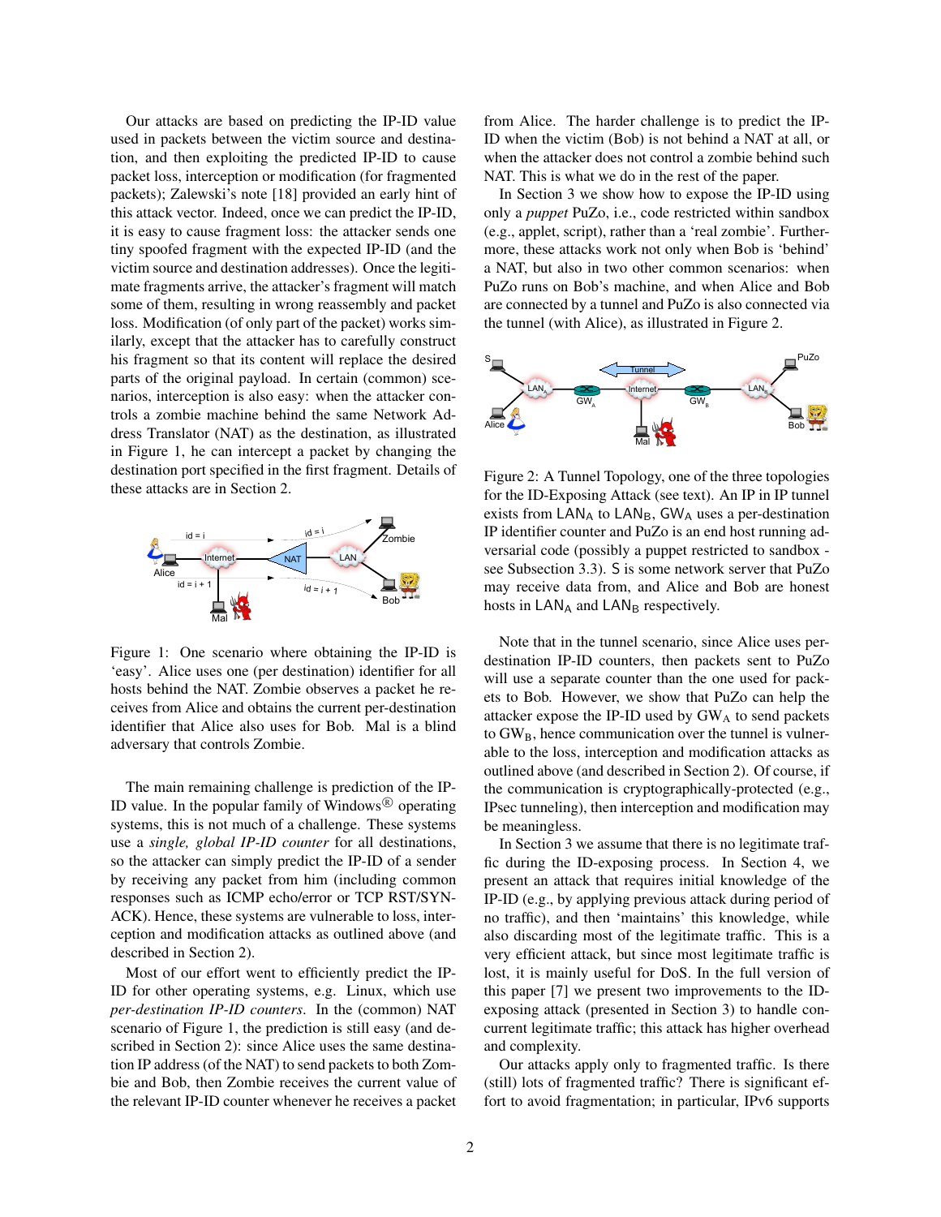Our attacks are based on predicting the IP-ID value used in packets between the victim source and destination, and then exploiting the predicted IP-ID to cause packet loss, interception or modification (for fragmented packets); Zalewski's note [18] provided an early hint of this attack vector. Indeed, once we can predict the IP-ID, it is easy to cause fragment loss: the attacker sends one tiny spoofed fragment with the expected IP-ID (and the victim source and destination addresses). Once the legitimate fragments arrive, the attacker's fragment will match some of them, resulting in wrong reassembly and packet loss. Modification (of only part of the packet) works similarly, except that the attacker has to carefully construct his fragment so that its content will replace the desired parts of the original payload. In certain (common) scenarios, interception is also easy: when the attacker controls a zombie machine behind the same Network Address Translator (NAT) as the destination, as illustrated in Figure 1, he can intercept a packet by changing the destination port specified in the first fragment. Details of these attacks are in Section 2.

Figure 1: One scenario where obtaining the IP-ID is 'easy'. Alice uses one (per destination) identifier for all hosts behind the NAT. Zombie observes a packet he receives from Alice and obtains the current per-destination identifier that Alice also uses for Bob. Mal is a blind adversary that controls Zombie.

The main remaining challenge is prediction of the IP-ID value. In the popular family of Windows® operating systems, this is not much of a challenge. These systems use a *single, global IP-ID counter* for all destinations, so the attacker can simply predict the IP-ID of a sender by receiving any packet from him (including common responses such as ICMP echo/error or TCP RST/SYN-ACK). Hence, these systems are vulnerable to loss, interception and modification attacks as outlined above (and described in Section 2).

Most of our effort went to efficiently predict the IP-ID for other operating systems, e.g. Linux, which use *per-destination IP-ID counters*. In the (common) NAT scenario of Figure 1, the prediction is still easy (and described in Section 2): since Alice uses the same destination IP address (of the NAT) to send packets to both Zombie and Bob, then Zombie receives the current value of the relevant IP-ID counter whenever he receives a packet from Alice. The harder challenge is to predict the IP-ID when the victim (Bob) is not behind a NAT at all, or when the attacker does not control a zombie behind such NAT. This is what we do in the rest of the paper.

In Section 3 we show how to expose the IP-ID using only a *puppet* PuZo, i.e., code restricted within sandbox (e.g., applet, script), rather than a 'real zombie'. Furthermore, these attacks work not only when Bob is 'behind' a NAT, but also in two other common scenarios: when PuZo runs on Bob's machine, and when Alice and Bob are connected by a tunnel and PuZo is also connected via the tunnel (with Alice), as illustrated in Figure 2.

Figure 2: A Tunnel Topology, one of the three topologies for the ID-Exposing Attack (see text). An IP in IP tunnel exists from $\text{LAN}_\text{A}$ to $\text{LAN}_\text{B}$, $\text{GW}_\text{A}$ uses a per-destination IP identifier counter and PuZo is an end host running adversarial code (possibly a puppet restricted to sandbox - see Subsection 3.3). S is some network server that PuZo may receive data from, and Alice and Bob are honest hosts in $\text{LAN}_\text{A}$ and $\text{LAN}_\text{B}$ respectively.

Note that in the tunnel scenario, since Alice uses per-destination IP-ID counters, then packets sent to PuZo will use a separate counter than the one used for packets to Bob. However, we show that PuZo can help the attacker expose the IP-ID used by $\text{GW}_\text{A}$ to send packets to $\text{GW}_\text{B}$, hence communication over the tunnel is vulnerable to the loss, interception and modification attacks as outlined above (and described in Section 2). Of course, if the communication is cryptographically-protected (e.g., IPsec tunneling), then interception and modification may be meaningless.

In Section 3 we assume that there is no legitimate traffic during the ID-exposing process. In Section 4, we present an attack that requires initial knowledge of the IP-ID (e.g., by applying previous attack during period of no traffic), and then 'maintains' this knowledge, while also discarding most of the legitimate traffic. This is a very efficient attack, but since most legitimate traffic is lost, it is mainly useful for DoS. In the full version of this paper [7] we present two improvements to the ID-exposing attack (presented in Section 3) to handle concurrent legitimate traffic; this attack has higher overhead and complexity.

Our attacks apply only to fragmented traffic. Is there (still) lots of fragmented traffic? There is significant effort to avoid fragmentation; in particular, IPv6 supports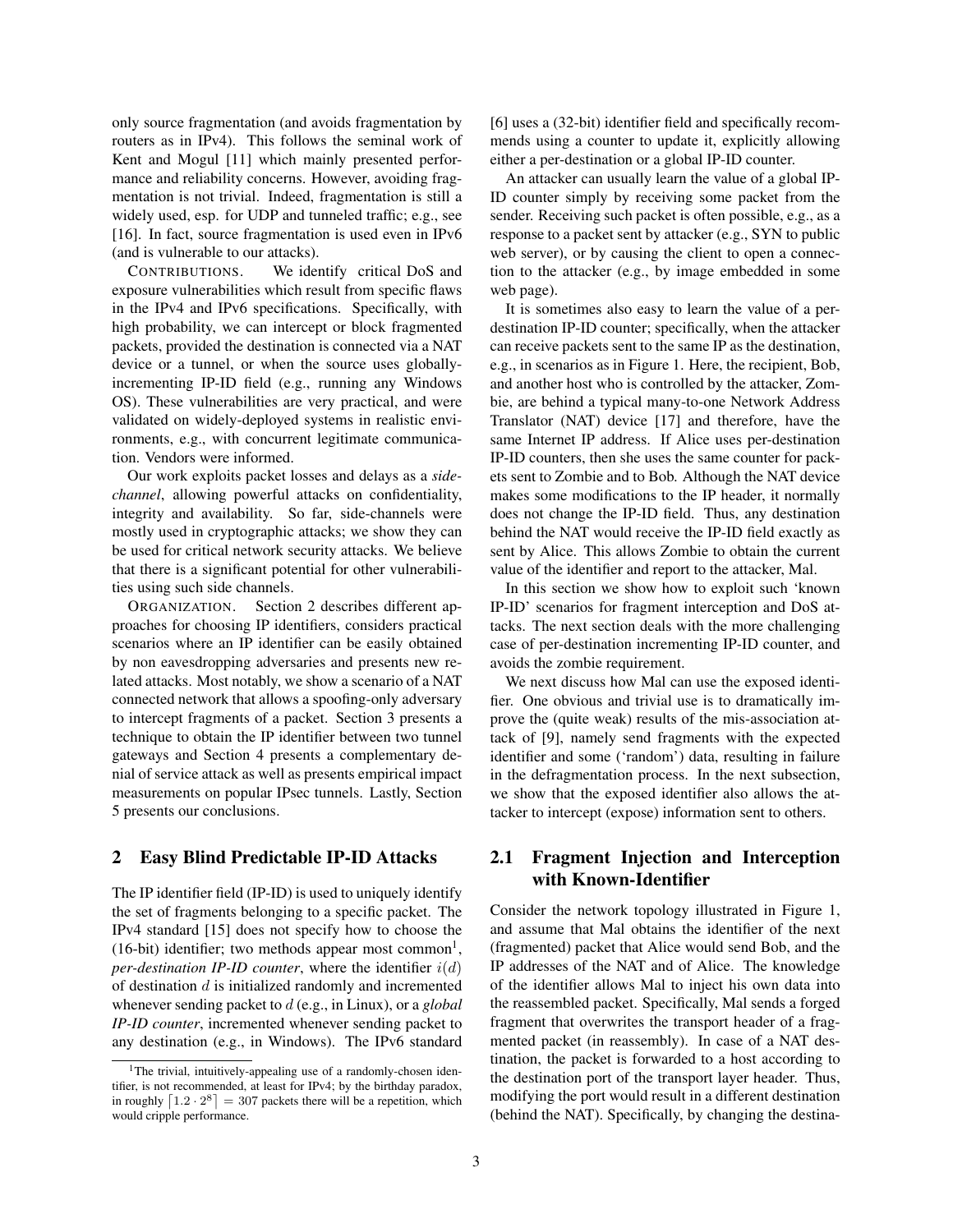only source fragmentation (and avoids fragmentation by routers as in IPv4). This follows the seminal work of Kent and Mogul [11] which mainly presented performance and reliability concerns. However, avoiding fragmentation is not trivial. Indeed, fragmentation is still a widely used, esp. for UDP and tunneled traffic; e.g., see [16]. In fact, source fragmentation is used even in IPv6 (and is vulnerable to our attacks).

CONTRIBUTIONS. We identify critical DoS and exposure vulnerabilities which result from specific flaws in the IPv4 and IPv6 specifications. Specifically, with high probability, we can intercept or block fragmented packets, provided the destination is connected via a NAT device or a tunnel, or when the source uses globally-incrementing IP-ID field (e.g., running any Windows OS). These vulnerabilities are very practical, and were validated on widely-deployed systems in realistic environments, e.g., with concurrent legitimate communication. Vendors were informed.

Our work exploits packet losses and delays as a *side-channel*, allowing powerful attacks on confidentiality, integrity and availability. So far, side-channels were mostly used in cryptographic attacks; we show they can be used for critical network security attacks. We believe that there is a significant potential for other vulnerabilities using such side channels.

ORGANIZATION. Section 2 describes different approaches for choosing IP identifiers, considers practical scenarios where an IP identifier can be easily obtained by non eavesdropping adversaries and presents new related attacks. Most notably, we show a scenario of a NAT connected network that allows a spoofing-only adversary to intercept fragments of a packet. Section 3 presents a technique to obtain the IP identifier between two tunnel gateways and Section 4 presents a complementary denial of service attack as well as presents empirical impact measurements on popular IPsec tunnels. Lastly, Section 5 presents our conclusions.

## 2 Easy Blind Predictable IP-ID Attacks

The IP identifier field (IP-ID) is used to uniquely identify the set of fragments belonging to a specific packet. The IPv4 standard [15] does not specify how to choose the (16-bit) identifier; two methods appear most common[1], *per-destination IP-ID counter*, where the identifier $i(d)$ of destination $d$ is initialized randomly and incremented whenever sending packet to $d$ (e.g., in Linux), or a *global IP-ID counter*, incremented whenever sending packet to any destination (e.g., in Windows). The IPv6 standard [6] uses a (32-bit) identifier field and specifically recommends using a counter to update it, explicitly allowing either a per-destination or a global IP-ID counter.

An attacker can usually learn the value of a global IP-ID counter simply by receiving some packet from the sender. Receiving such packet is often possible, e.g., as a response to a packet sent by attacker (e.g., SYN to public web server), or by causing the client to open a connection to the attacker (e.g., by image embedded in some web page).

It is sometimes also easy to learn the value of a per-destination IP-ID counter; specifically, when the attacker can receive packets sent to the same IP as the destination, e.g., in scenarios as in Figure 1. Here, the recipient, Bob, and another host who is controlled by the attacker, Zombie, are behind a typical many-to-one Network Address Translator (NAT) device [17] and therefore, have the same Internet IP address. If Alice uses per-destination IP-ID counters, then she uses the same counter for packets sent to Zombie and to Bob. Although the NAT device makes some modifications to the IP header, it normally does not change the IP-ID field. Thus, any destination behind the NAT would receive the IP-ID field exactly as sent by Alice. This allows Zombie to obtain the current value of the identifier and report to the attacker, Mal.

In this section we show how to exploit such 'known IP-ID' scenarios for fragment interception and DoS attacks. The next section deals with the more challenging case of per-destination incrementing IP-ID counter, and avoids the zombie requirement.

We next discuss how Mal can use the exposed identifier. One obvious and trivial use is to dramatically improve the (quite weak) results of the mis-association attack of [9], namely send fragments with the expected identifier and some ('random') data, resulting in failure in the defragmentation process. In the next subsection, we show that the exposed identifier also allows the attacker to intercept (expose) information sent to others.

## 2.1 Fragment Injection and Interception with Known-Identifier

Consider the network topology illustrated in Figure 1, and assume that Mal obtains the identifier of the next (fragmented) packet that Alice would send Bob, and the IP addresses of the NAT and of Alice. The knowledge of the identifier allows Mal to inject his own data into the reassembled packet. Specifically, Mal sends a forged fragment that overwrites the transport header of a fragmented packet (in reassembly). In case of a NAT destination, the packet is forwarded to a host according to the destination port of the transport layer header. Thus, modifying the port would result in a different destination (behind the NAT). Specifically, by changing the destina-

[1] The trivial, intuitively-appealing use of a randomly-chosen identifier, is not recommended, at least for IPv4; by the birthday paradox, in roughly $\lceil 1.2 \cdot 2^8 \rceil = 307$ packets there will be a repetition, which would cripple performance.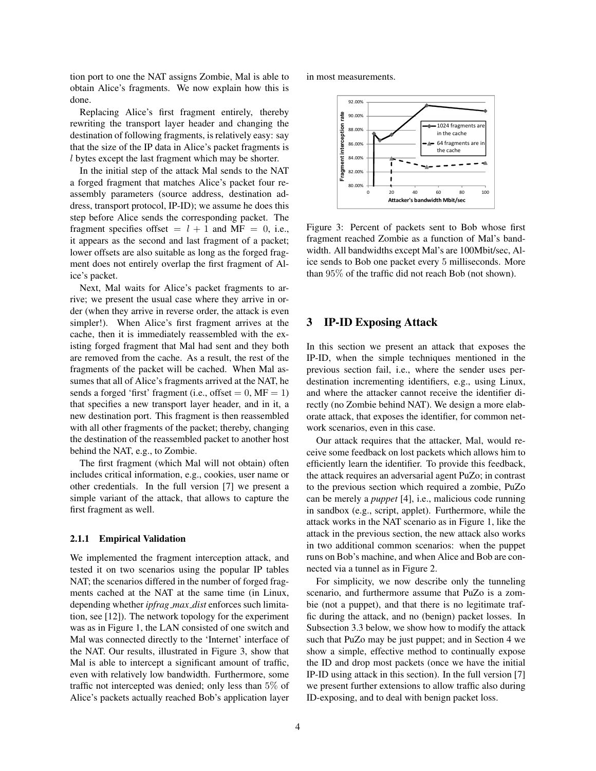tion port to one the NAT assigns Zombie, Mal is able to obtain Alice's fragments. We now explain how this is done.

Replacing Alice's first fragment entirely, thereby rewriting the transport layer header and changing the destination of following fragments, is relatively easy: say that the size of the IP data in Alice's packet fragments is $l$ bytes except the last fragment which may be shorter.

In the initial step of the attack Mal sends to the NAT a forged fragment that matches Alice's packet four reassembly parameters (source address, destination address, transport protocol, IP-ID); we assume he does this step before Alice sends the corresponding packet. The fragment specifies offset $= l + 1$ and MF $= 0$, i.e., it appears as the second and last fragment of a packet; lower offsets are also suitable as long as the forged fragment does not entirely overlap the first fragment of Alice's packet.

Next, Mal waits for Alice's packet fragments to arrive; we present the usual case where they arrive in order (when they arrive in reverse order, the attack is even simpler!). When Alice's first fragment arrives at the cache, then it is immediately reassembled with the existing forged fragment that Mal had sent and they both are removed from the cache. As a result, the rest of the fragments of the packet will be cached. When Mal assumes that all of Alice's fragments arrived at the NAT, he sends a forged 'first' fragment (i.e., offset $= 0$, MF $= 1$) that specifies a new transport layer header, and in it, a new destination port. This fragment is then reassembled with all other fragments of the packet; thereby, changing the destination of the reassembled packet to another host behind the NAT, e.g., to Zombie.

The first fragment (which Mal will not obtain) often includes critical information, e.g., cookies, user name or other credentials. In the full version [7] we present a simple variant of the attack, that allows to capture the first fragment as well.

### 2.1.1 Empirical Validation

We implemented the fragment interception attack, and tested it on two scenarios using the popular IP tables NAT; the scenarios differed in the number of forged fragments cached at the NAT at the same time (in Linux, depending whether *ipfrag_max_dist* enforces such limitation, see [12]). The network topology for the experiment was as in Figure 1, the LAN consisted of one switch and Mal was connected directly to the 'Internet' interface of the NAT. Our results, illustrated in Figure 3, show that Mal is able to intercept a significant amount of traffic, even with relatively low bandwidth. Furthermore, some traffic not intercepted was denied; only less than 5% of Alice's packets actually reached Bob's application layer in most measurements.

Figure 3: Percent of packets sent to Bob whose first fragment reached Zombie as a function of Mal's bandwidth. All bandwidths except Mal's are 100Mbit/sec, Alice sends to Bob one packet every 5 milliseconds. More than 95% of the traffic did not reach Bob (not shown).

## 3 IP-ID Exposing Attack

In this section we present an attack that exposes the IP-ID, when the simple techniques mentioned in the previous section fail, i.e., where the sender uses per-destination incrementing identifiers, e.g., using Linux, and where the attacker cannot receive the identifier directly (no Zombie behind NAT). We design a more elaborate attack, that exposes the identifier, for common network scenarios, even in this case.

Our attack requires that the attacker, Mal, would receive some feedback on lost packets which allows him to efficiently learn the identifier. To provide this feedback, the attack requires an adversarial agent PuZo; in contrast to the previous section which required a zombie, PuZo can be merely a *puppet* [4], i.e., malicious code running in sandbox (e.g., script, applet). Furthermore, while the attack works in the NAT scenario as in Figure 1, like the attack in the previous section, the new attack also works in two additional common scenarios: when the puppet runs on Bob's machine, and when Alice and Bob are connected via a tunnel as in Figure 2.

For simplicity, we now describe only the tunneling scenario, and furthermore assume that PuZo is a zombie (not a puppet), and that there is no legitimate traffic during the attack, and no (benign) packet losses. In Subsection 3.3 below, we show how to modify the attack such that PuZo may be just puppet; and in Section 4 we show a simple, effective method to continually expose the ID and drop most packets (once we have the initial IP-ID using attack in this section). In the full version [7] we present further extensions to allow traffic also during ID-exposing, and to deal with benign packet loss.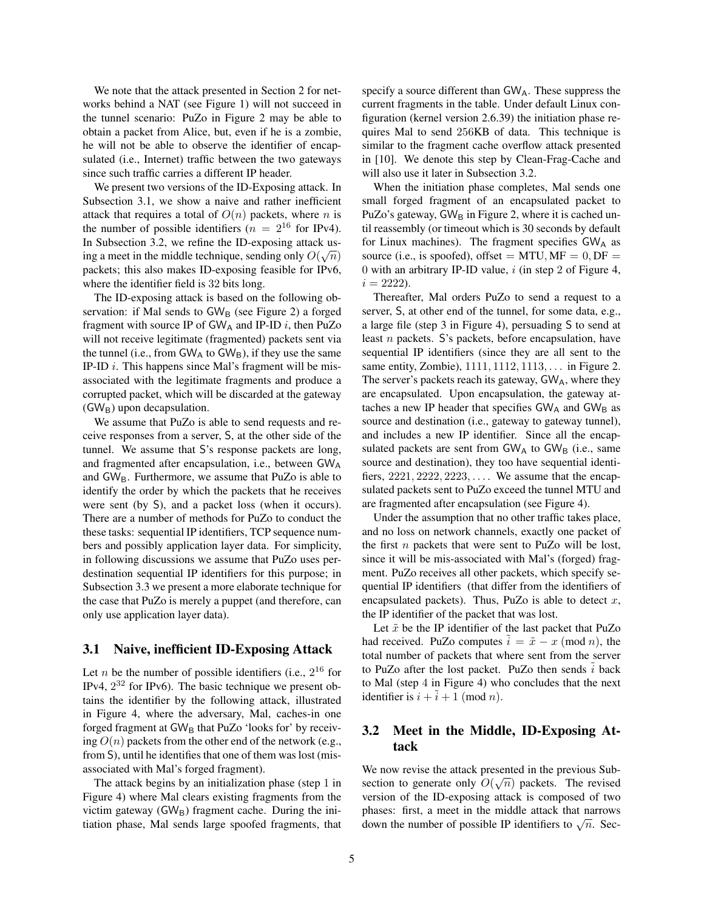We note that the attack presented in Section 2 for networks behind a NAT (see Figure 1) will not succeed in the tunnel scenario: PuZo in Figure 2 may be able to obtain a packet from Alice, but, even if he is a zombie, he will not be able to observe the identifier of encapsulated (i.e., Internet) traffic between the two gateways since such traffic carries a different IP header.

We present two versions of the ID-Exposing attack. In Subsection 3.1, we show a naive and rather inefficient attack that requires a total of $O(n)$ packets, where $n$ is the number of possible identifiers ($n = 2^{16}$ for IPv4). In Subsection 3.2, we refine the ID-exposing attack using a meet in the middle technique, sending only $O(\sqrt{n})$ packets; this also makes ID-exposing feasible for IPv6, where the identifier field is 32 bits long.

The ID-exposing attack is based on the following observation: if Mal sends to $\mathsf{GW_B}$ (see Figure 2) a forged fragment with source IP of $\mathsf{GW_A}$ and IP-ID $i$, then PuZo will not receive legitimate (fragmented) packets sent via the tunnel (i.e., from $\mathsf{GW_A}$ to $\mathsf{GW_B}$), if they use the same IP-ID $i$. This happens since Mal's fragment will be mis-associated with the legitimate fragments and produce a corrupted packet, which will be discarded at the gateway ($\mathsf{GW_B}$) upon decapsulation.

We assume that PuZo is able to send requests and receive responses from a server, S, at the other side of the tunnel. We assume that S's response packets are long, and fragmented after encapsulation, i.e., between $\mathsf{GW_A}$ and $\mathsf{GW_B}$. Furthermore, we assume that PuZo is able to identify the order by which the packets that he receives were sent (by S), and a packet loss (when it occurs). There are a number of methods for PuZo to conduct the these tasks: sequential IP identifiers, TCP sequence numbers and possibly application layer data. For simplicity, in following discussions we assume that PuZo uses per-destination sequential IP identifiers for this purpose; in Subsection 3.3 we present a more elaborate technique for the case that PuZo is merely a puppet (and therefore, can only use application layer data).

## 3.1 Naive, inefficient ID-Exposing Attack

Let $n$ be the number of possible identifiers (i.e., $2^{16}$ for IPv4, $2^{32}$ for IPv6). The basic technique we present obtains the identifier by the following attack, illustrated in Figure 4, where the adversary, Mal, caches-in one forged fragment at $\mathsf{GW_B}$ that PuZo 'looks for' by receiving $O(n)$ packets from the other end of the network (e.g., from S), until he identifies that one of them was lost (mis-associated with Mal's forged fragment).

The attack begins by an initialization phase (step 1 in Figure 4) where Mal clears existing fragments from the victim gateway ($\mathsf{GW_B}$) fragment cache. During the initiation phase, Mal sends large spoofed fragments, that specify a source different than $\mathsf{GW_A}$. These suppress the current fragments in the table. Under default Linux configuration (kernel version 2.6.39) the initiation phase requires Mal to send 256KB of data. This technique is similar to the fragment cache overflow attack presented in [10]. We denote this step by Clean-Frag-Cache and will also use it later in Subsection 3.2.

When the initiation phase completes, Mal sends one small forged fragment of an encapsulated packet to PuZo's gateway, $\mathsf{GW_B}$ in Figure 2, where it is cached until reassembly (or timeout which is 30 seconds by default for Linux machines). The fragment specifies $\mathsf{GW_A}$ as source (i.e., is spoofed), $\text{offset} = \text{MTU}, \text{MF} = 0, \text{DF} = 0$ with an arbitrary IP-ID value, $i$ (in step 2 of Figure 4, $i = 2222$).

Thereafter, Mal orders PuZo to send a request to a server, S, at other end of the tunnel, for some data, e.g., a large file (step 3 in Figure 4), persuading S to send at least $n$ packets. S's packets, before encapsulation, have sequential IP identifiers (since they are all sent to the same entity, Zombie), $1111, 1112, 1113, \ldots$ in Figure 2. The server's packets reach its gateway, $\mathsf{GW_A}$, where they are encapsulated. Upon encapsulation, the gateway attaches a new IP header that specifies $\mathsf{GW_A}$ and $\mathsf{GW_B}$ as source and destination (i.e., gateway to gateway tunnel), and includes a new IP identifier. Since all the encapsulated packets are sent from $\mathsf{GW_A}$ to $\mathsf{GW_B}$ (i.e., same source and destination), they too have sequential identifiers, $2221, 2222, 2223, \ldots$. We assume that the encapsulated packets sent to PuZo exceed the tunnel MTU and are fragmented after encapsulation (see Figure 4).

Under the assumption that no other traffic takes place, and no loss on network channels, exactly one packet of the first $n$ packets that were sent to PuZo will be lost, since it will be mis-associated with Mal's (forged) fragment. PuZo receives all other packets, which specify sequential IP identifiers (that differ from the identifiers of encapsulated packets). Thus, PuZo is able to detect $x$, the IP identifier of the packet that was lost.

Let $\tilde{x}$ be the IP identifier of the last packet that PuZo had received. PuZo computes $\tilde{i} = \tilde{x} - x \pmod{n}$, the total number of packets that where sent from the server to PuZo after the lost packet. PuZo then sends $\tilde{i}$ back to Mal (step 4 in Figure 4) who concludes that the next identifier is $i + \tilde{i} + 1 \pmod{n}$.

## 3.2 Meet in the Middle, ID-Exposing Attack

We now revise the attack presented in the previous Subsection to generate only $O(\sqrt{n})$ packets. The revised version of the ID-exposing attack is composed of two phases: first, a meet in the middle attack that narrows down the number of possible IP identifiers to $\sqrt{n}$. Sec-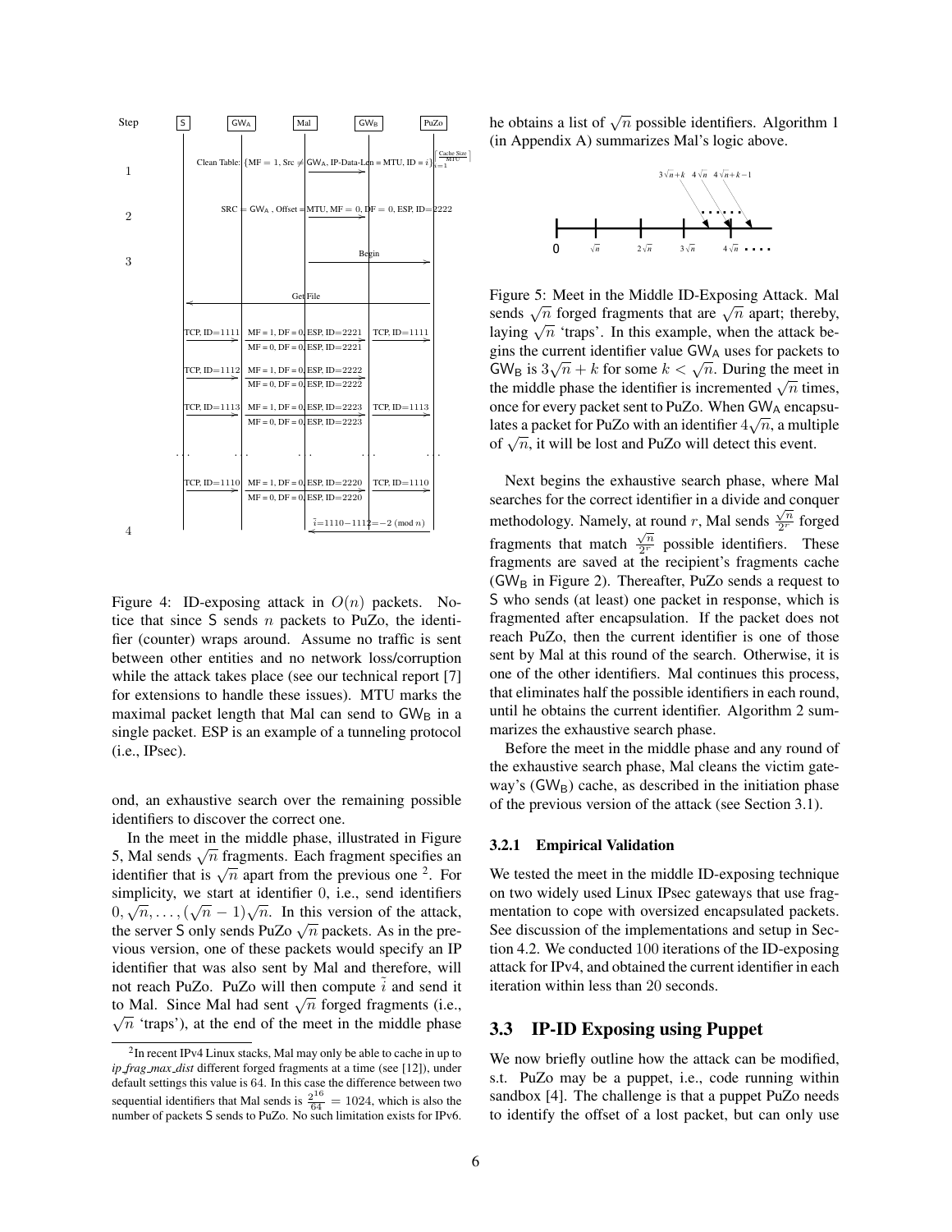Figure 4: ID-exposing attack in $O(n)$ packets. Notice that since S sends $n$ packets to PuZo, the identifier (counter) wraps around. Assume no traffic is sent between other entities and no network loss/corruption while the attack takes place (see our technical report [7] for extensions to handle these issues). MTU marks the maximal packet length that Mal can send to $GW_B$ in a single packet. ESP is an example of a tunneling protocol (i.e., IPsec).

ond, an exhaustive search over the remaining possible identifiers to discover the correct one.

In the meet in the middle phase, illustrated in Figure 5, Mal sends $\sqrt{n}$ fragments. Each fragment specifies an identifier that is $\sqrt{n}$ apart from the previous one [2]. For simplicity, we start at identifier 0, i.e., send identifiers $0, \sqrt{n}, \ldots, (\sqrt{n}-1)\sqrt{n}$. In this version of the attack, the server S only sends PuZo $\sqrt{n}$ packets. As in the previous version, one of these packets would specify an IP identifier that was also sent by Mal and therefore, will not reach PuZo. PuZo will then compute $\tilde{i}$ and send it to Mal. Since Mal had sent $\sqrt{n}$ forged fragments (i.e., $\sqrt{n}$ 'traps'), at the end of the meet in the middle phase he obtains a list of $\sqrt{n}$ possible identifiers. Algorithm 1 (in Appendix A) summarizes Mal's logic above.

[2] In recent IPv4 Linux stacks, Mal may only be able to cache in up to *ip_frag_max_dist* different forged fragments at a time (see [12]), under default settings this value is 64. In this case the difference between two sequential identifiers that Mal sends is $\frac{2^{16}}{64} = 1024$, which is also the number of packets S sends to PuZo. No such limitation exists for IPv6.

Figure 5: Meet in the Middle ID-Exposing Attack. Mal sends $\sqrt{n}$ forged fragments that are $\sqrt{n}$ apart; thereby, laying $\sqrt{n}$ 'traps'. In this example, when the attack begins the current identifier value $GW_A$ uses for packets to $GW_B$ is $3\sqrt{n}+k$ for some $k < \sqrt{n}$. During the meet in the middle phase the identifier is incremented $\sqrt{n}$ times, once for every packet sent to PuZo. When $GW_A$ encapsulates a packet for PuZo with an identifier $4\sqrt{n}$, a multiple of $\sqrt{n}$, it will be lost and PuZo will detect this event.

Next begins the exhaustive search phase, where Mal searches for the correct identifier in a divide and conquer methodology. Namely, at round $r$, Mal sends $\frac{\sqrt{n}}{2^r}$ forged fragments that match $\frac{\sqrt{n}}{2^r}$ possible identifiers. These fragments are saved at the recipient's fragments cache ($GW_B$ in Figure 2). Thereafter, PuZo sends a request to S who sends (at least) one packet in response, which is fragmented after encapsulation. If the packet does not reach PuZo, then the current identifier is one of those sent by Mal at this round of the search. Otherwise, it is one of the other identifiers. Mal continues this process, that eliminates half the possible identifiers in each round, until he obtains the current identifier. Algorithm 2 summarizes the exhaustive search phase.

Before the meet in the middle phase and any round of the exhaustive search phase, Mal cleans the victim gateway's ($GW_B$) cache, as described in the initiation phase of the previous version of the attack (see Section 3.1).

#### 3.2.1 Empirical Validation

We tested the meet in the middle ID-exposing technique on two widely used Linux IPsec gateways that use fragmentation to cope with oversized encapsulated packets. See discussion of the implementations and setup in Section 4.2. We conducted 100 iterations of the ID-exposing attack for IPv4, and obtained the current identifier in each iteration within less than 20 seconds.

### 3.3 IP-ID Exposing using Puppet

We now briefly outline how the attack can be modified, s.t. PuZo may be a puppet, i.e., code running within sandbox [4]. The challenge is that a puppet PuZo needs to identify the offset of a lost packet, but can only use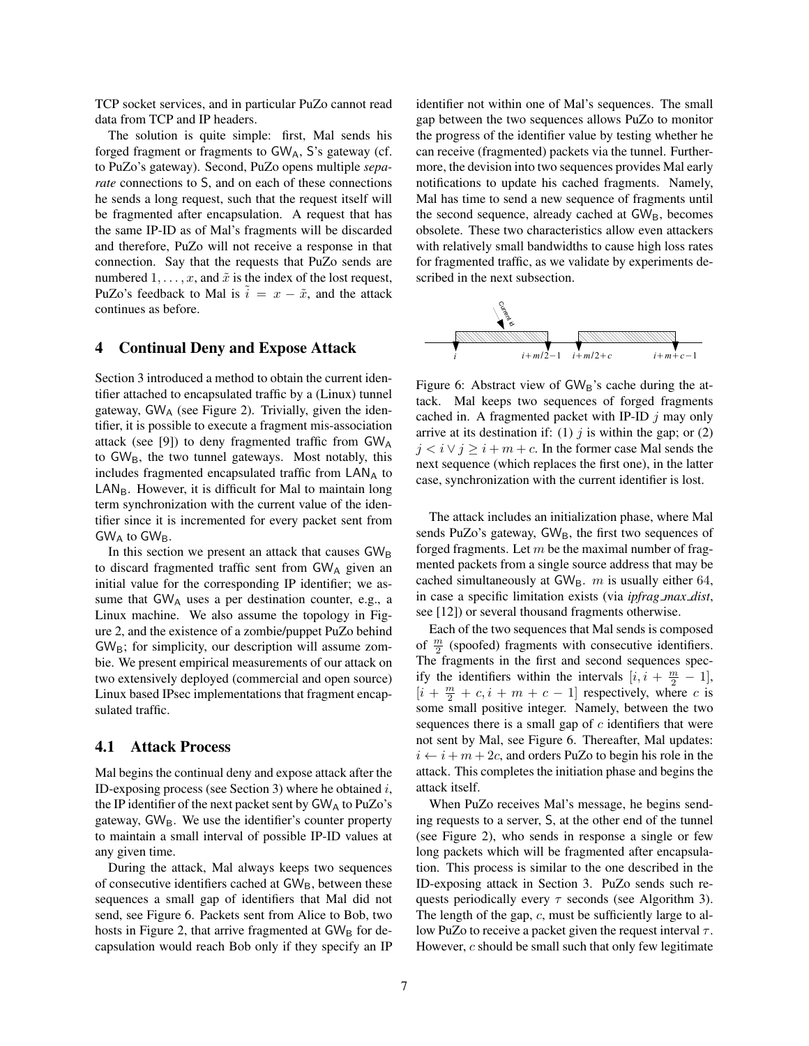TCP socket services, and in particular PuZo cannot read data from TCP and IP headers.

The solution is quite simple: first, Mal sends his forged fragment or fragments to $GW_A$, S's gateway (cf. to PuZo's gateway). Second, PuZo opens multiple *separate* connections to S, and on each of these connections he sends a long request, such that the request itself will be fragmented after encapsulation. A request that has the same IP-ID as of Mal's fragments will be discarded and therefore, PuZo will not receive a response in that connection. Say that the requests that PuZo sends are numbered $1, \ldots, x$, and $\tilde{x}$ is the index of the lost request, PuZo's feedback to Mal is $\tilde{i} = x - \tilde{x}$, and the attack continues as before.

# 4 Continual Deny and Expose Attack

Section 3 introduced a method to obtain the current identifier attached to encapsulated traffic by a (Linux) tunnel gateway, $GW_A$ (see Figure 2). Trivially, given the identifier, it is possible to execute a fragment mis-association attack (see [9]) to deny fragmented traffic from $GW_A$ to $GW_B$, the two tunnel gateways. Most notably, this includes fragmented encapsulated traffic from $LAN_A$ to $LAN_B$. However, it is difficult for Mal to maintain long term synchronization with the current value of the identifier since it is incremented for every packet sent from $GW_A$ to $GW_B$.

In this section we present an attack that causes $GW_B$ to discard fragmented traffic sent from $GW_A$ given an initial value for the corresponding IP identifier; we assume that $GW_A$ uses a per destination counter, e.g., a Linux machine. We also assume the topology in Figure 2, and the existence of a zombie/puppet PuZo behind $GW_B$; for simplicity, our description will assume zombie. We present empirical measurements of our attack on two extensively deployed (commercial and open source) Linux based IPsec implementations that fragment encapsulated traffic.

## 4.1 Attack Process

Mal begins the continual deny and expose attack after the ID-exposing process (see Section 3) where he obtained $i$, the IP identifier of the next packet sent by $GW_A$ to PuZo's gateway, $GW_B$. We use the identifier's counter property to maintain a small interval of possible IP-ID values at any given time.

During the attack, Mal always keeps two sequences of consecutive identifiers cached at $GW_B$, between these sequences a small gap of identifiers that Mal did not send, see Figure 6. Packets sent from Alice to Bob, two hosts in Figure 2, that arrive fragmented at $GW_B$ for decapsulation would reach Bob only if they specify an IP identifier not within one of Mal's sequences. The small gap between the two sequences allows PuZo to monitor the progress of the identifier value by testing whether he can receive (fragmented) packets via the tunnel. Furthermore, the devision into two sequences provides Mal early notifications to update his cached fragments. Namely, Mal has time to send a new sequence of fragments until the second sequence, already cached at $GW_B$, becomes obsolete. These two characteristics allow even attackers with relatively small bandwidths to cause high loss rates for fragmented traffic, as we validate by experiments described in the next subsection.

Figure 6: Abstract view of $GW_B$'s cache during the attack. Mal keeps two sequences of forged fragments cached in. A fragmented packet with IP-ID $j$ may only arrive at its destination if: (1) $j$ is within the gap; or (2) $j < i \vee j \geq i + m + c$. In the former case Mal sends the next sequence (which replaces the first one), in the latter case, synchronization with the current identifier is lost.

The attack includes an initialization phase, where Mal sends PuZo's gateway, $GW_B$, the first two sequences of forged fragments. Let $m$ be the maximal number of fragmented packets from a single source address that may be cached simultaneously at $GW_B$. $m$ is usually either 64, in case a specific limitation exists (via *ipfrag_max_dist*, see [12]) or several thousand fragments otherwise.

Each of the two sequences that Mal sends is composed of $\frac{m}{2}$ (spoofed) fragments with consecutive identifiers. The fragments in the first and second sequences specify the identifiers within the intervals $[i, i + \frac{m}{2} - 1]$, $[i + \frac{m}{2} + c, i + m + c - 1]$ respectively, where $c$ is some small positive integer. Namely, between the two sequences there is a small gap of $c$ identifiers that were not sent by Mal, see Figure 6. Thereafter, Mal updates: $i \leftarrow i + m + 2c$, and orders PuZo to begin his role in the attack. This completes the initiation phase and begins the attack itself.

When PuZo receives Mal's message, he begins sending requests to a server, S, at the other end of the tunnel (see Figure 2), who sends in response a single or few long packets which will be fragmented after encapsulation. This process is similar to the one described in the ID-exposing attack in Section 3. PuZo sends such requests periodically every $\tau$ seconds (see Algorithm 3). The length of the gap, $c$, must be sufficiently large to allow PuZo to receive a packet given the request interval $\tau$. However, $c$ should be small such that only few legitimate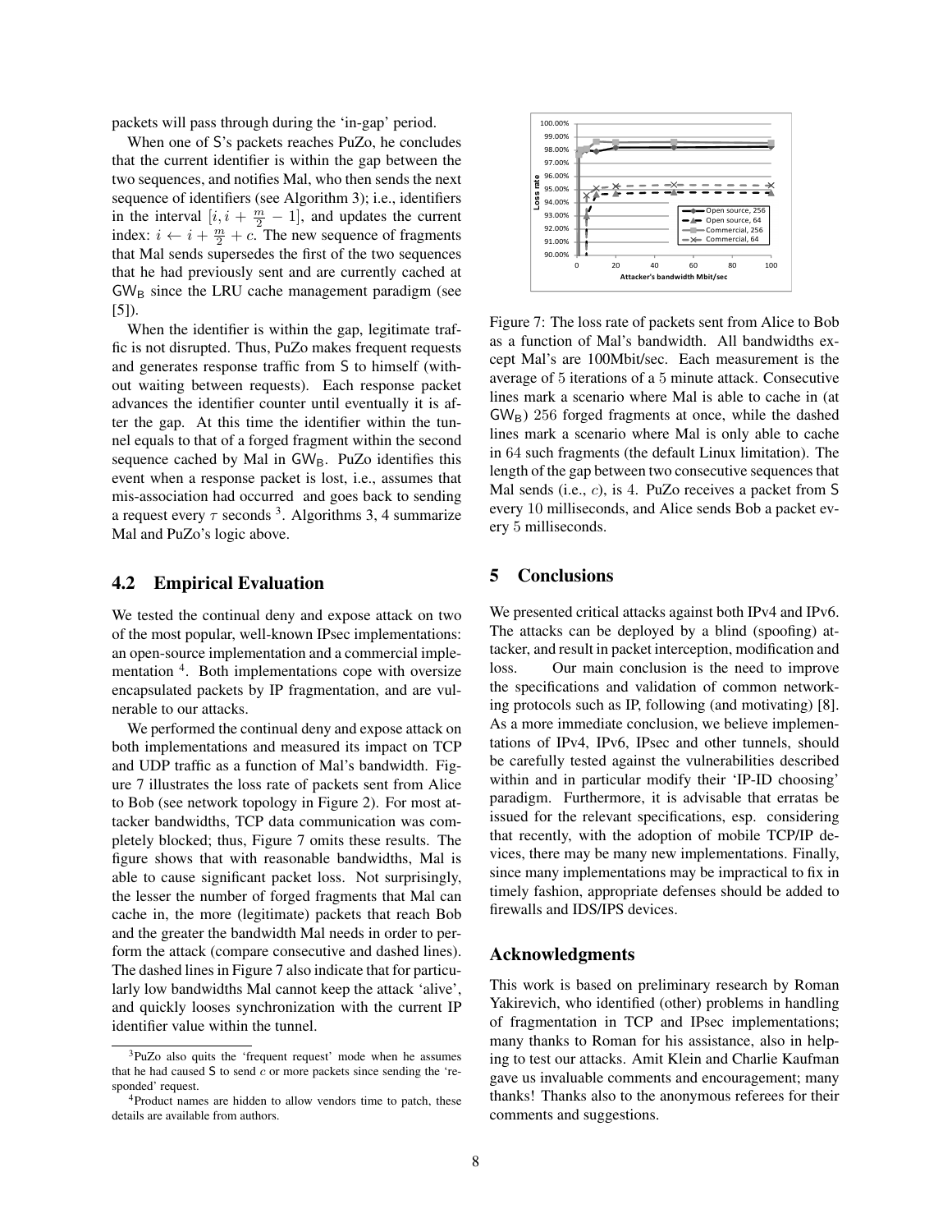packets will pass through during the 'in-gap' period.

When one of S's packets reaches PuZo, he concludes that the current identifier is within the gap between the two sequences, and notifies Mal, who then sends the next sequence of identifiers (see Algorithm 3); i.e., identifiers in the interval $[i, i + \frac{m}{2} - 1]$, and updates the current index: $i \leftarrow i + \frac{m}{2} + c$. The new sequence of fragments that Mal sends supersedes the first of the two sequences that he had previously sent and are currently cached at $\mathsf{GW}_\mathsf{B}$ since the LRU cache management paradigm (see [5]).

When the identifier is within the gap, legitimate traffic is not disrupted. Thus, PuZo makes frequent requests and generates response traffic from S to himself (without waiting between requests). Each response packet advances the identifier counter until eventually it is after the gap. At this time the identifier within the tunnel equals to that of a forged fragment within the second sequence cached by Mal in $\mathsf{GW}_\mathsf{B}$. PuZo identifies this event when a response packet is lost, i.e., assumes that mis-association had occurred and goes back to sending a request every $\tau$ seconds [3]. Algorithms 3, 4 summarize Mal and PuZo's logic above.

## 4.2 Empirical Evaluation

We tested the continual deny and expose attack on two of the most popular, well-known IPsec implementations: an open-source implementation and a commercial implementation [4]. Both implementations cope with oversize encapsulated packets by IP fragmentation, and are vulnerable to our attacks.

We performed the continual deny and expose attack on both implementations and measured its impact on TCP and UDP traffic as a function of Mal's bandwidth. Figure 7 illustrates the loss rate of packets sent from Alice to Bob (see network topology in Figure 2). For most attacker bandwidths, TCP data communication was completely blocked; thus, Figure 7 omits these results. The figure shows that with reasonable bandwidths, Mal is able to cause significant packet loss. Not surprisingly, the lesser the number of forged fragments that Mal can cache in, the more (legitimate) packets that reach Bob and the greater the bandwidth Mal needs in order to perform the attack (compare consecutive and dashed lines). The dashed lines in Figure 7 also indicate that for particularly low bandwidths Mal cannot keep the attack 'alive', and quickly looses synchronization with the current IP identifier value within the tunnel.

[3] PuZo also quits the 'frequent request' mode when he assumes that he had caused S to send $c$ or more packets since sending the 'responded' request.

[4] Product names are hidden to allow vendors time to patch, these details are available from authors.

Figure 7: The loss rate of packets sent from Alice to Bob as a function of Mal's bandwidth. All bandwidths except Mal's are 100Mbit/sec. Each measurement is the average of 5 iterations of a 5 minute attack. Consecutive lines mark a scenario where Mal is able to cache in (at $\mathsf{GW}_\mathsf{B}$) 256 forged fragments at once, while the dashed lines mark a scenario where Mal is only able to cache in 64 such fragments (the default Linux limitation). The length of the gap between two consecutive sequences that Mal sends (i.e., $c$), is 4. PuZo receives a packet from S every 10 milliseconds, and Alice sends Bob a packet every 5 milliseconds.

## 5 Conclusions

We presented critical attacks against both IPv4 and IPv6. The attacks can be deployed by a blind (spoofing) attacker, and result in packet interception, modification and loss. Our main conclusion is the need to improve the specifications and validation of common networking protocols such as IP, following (and motivating) [8]. As a more immediate conclusion, we believe implementations of IPv4, IPv6, IPsec and other tunnels, should be carefully tested against the vulnerabilities described within and in particular modify their 'IP-ID choosing' paradigm. Furthermore, it is advisable that erratas be issued for the relevant specifications, esp. considering that recently, with the adoption of mobile TCP/IP devices, there may be many new implementations. Finally, since many implementations may be impractical to fix in timely fashion, appropriate defenses should be added to firewalls and IDS/IPS devices.

## Acknowledgments

This work is based on preliminary research by Roman Yakirevich, who identified (other) problems in handling of fragmentation in TCP and IPsec implementations; many thanks to Roman for his assistance, also in helping to test our attacks. Amit Klein and Charlie Kaufman gave us invaluable comments and encouragement; many thanks! Thanks also to the anonymous referees for their comments and suggestions.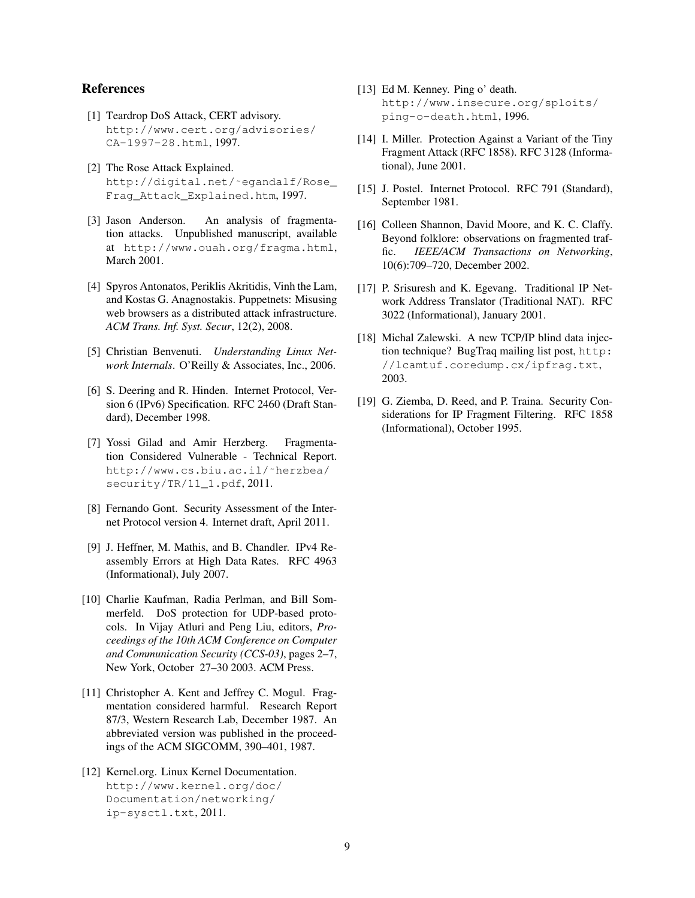## References

[1] Teardrop DoS Attack, CERT advisory. http://www.cert.org/advisories/CA-1997-28.html, 1997.

[2] The Rose Attack Explained. http://digital.net/~egandalf/Rose_Frag_Attack_Explained.htm, 1997.

[3] Jason Anderson. An analysis of fragmentation attacks. Unpublished manuscript, available at http://www.ouah.org/fragma.html, March 2001.

[4] Spyros Antonatos, Periklis Akritidis, Vinh the Lam, and Kostas G. Anagnostakis. Puppetnets: Misusing web browsers as a distributed attack infrastructure. *ACM Trans. Inf. Syst. Secur*, 12(2), 2008.

[5] Christian Benvenuti. *Understanding Linux Network Internals*. O'Reilly & Associates, Inc., 2006.

[6] S. Deering and R. Hinden. Internet Protocol, Version 6 (IPv6) Specification. RFC 2460 (Draft Standard), December 1998.

[7] Yossi Gilad and Amir Herzberg. Fragmentation Considered Vulnerable - Technical Report. http://www.cs.biu.ac.il/~herzbea/security/TR/11_1.pdf, 2011.

[8] Fernando Gont. Security Assessment of the Internet Protocol version 4. Internet draft, April 2011.

[9] J. Heffner, M. Mathis, and B. Chandler. IPv4 Reassembly Errors at High Data Rates. RFC 4963 (Informational), July 2007.

[10] Charlie Kaufman, Radia Perlman, and Bill Sommerfeld. DoS protection for UDP-based protocols. In Vijay Atluri and Peng Liu, editors, *Proceedings of the 10th ACM Conference on Computer and Communication Security (CCS-03)*, pages 2–7, New York, October 27–30 2003. ACM Press.

[11] Christopher A. Kent and Jeffrey C. Mogul. Fragmentation considered harmful. Research Report 87/3, Western Research Lab, December 1987. An abbreviated version was published in the proceedings of the ACM SIGCOMM, 390–401, 1987.

[12] Kernel.org. Linux Kernel Documentation. http://www.kernel.org/doc/Documentation/networking/ip-sysctl.txt, 2011.

[13] Ed M. Kenney. Ping o' death. http://www.insecure.org/sploits/ping-o-death.html, 1996.

[14] I. Miller. Protection Against a Variant of the Tiny Fragment Attack (RFC 1858). RFC 3128 (Informational), June 2001.

[15] J. Postel. Internet Protocol. RFC 791 (Standard), September 1981.

[16] Colleen Shannon, David Moore, and K. C. Claffy. Beyond folklore: observations on fragmented traffic. *IEEE/ACM Transactions on Networking*, 10(6):709–720, December 2002.

[17] P. Srisuresh and K. Egevang. Traditional IP Network Address Translator (Traditional NAT). RFC 3022 (Informational), January 2001.

[18] Michal Zalewski. A new TCP/IP blind data injection technique? BugTraq mailing list post, http://lcamtuf.coredump.cx/ipfrag.txt, 2003.

[19] G. Ziemba, D. Reed, and P. Traina. Security Considerations for IP Fragment Filtering. RFC 1858 (Informational), October 1995.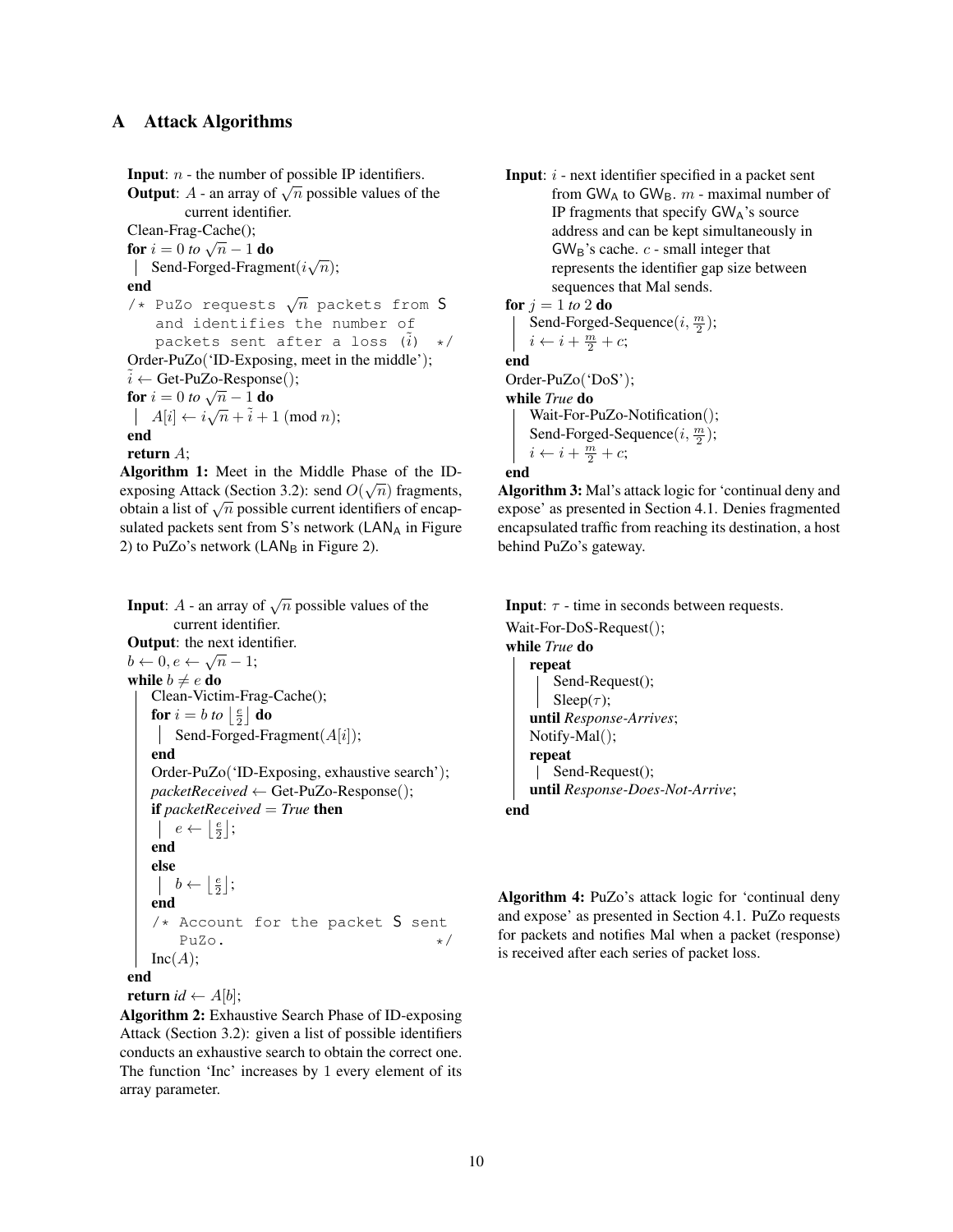# A Attack Algorithms

```
Input: n - the number of possible IP identifiers.
Output: A - an array of √n possible values of the
        current identifier.
Clean-Frag-Cache();
for i = 0 to √n − 1 do
    Send-Forged-Fragment(i√n);
end
/* PuZo requests √n packets from S
   and identifies the number of
   packets sent after a loss (ĩ)   */
Order-PuZo('ID-Exposing, meet in the middle');
ĩ ← Get-PuZo-Response();
for i = 0 to √n − 1 do
    A[i] ← i√n + ĩ + 1 (mod n);
end
return A;
```

**Algorithm 1:** Meet in the Middle Phase of the ID-exposing Attack (Section 3.2): send $O(\sqrt{n})$ fragments, obtain a list of $\sqrt{n}$ possible current identifiers of encapsulated packets sent from S's network ($LAN_A$ in Figure 2) to PuZo's network ($LAN_B$ in Figure 2).

```
Input: A - an array of √n possible values of the
       current identifier.
Output: the next identifier.
b ← 0, e ← √n − 1;
while b ≠ e do
    Clean-Victim-Frag-Cache();
    for i = b to ⌊e/2⌋ do
        Send-Forged-Fragment(A[i]);
    end
    Order-PuZo('ID-Exposing, exhaustive search');
    packetReceived ← Get-PuZo-Response();
    if packetReceived = True then
        e ← ⌊e/2⌋;
    end
    else
        b ← ⌊e/2⌋;
    end
    /* Account for the packet S sent
       PuZo.                          */
    Inc(A);
end
return id ← A[b];
```

**Algorithm 2:** Exhaustive Search Phase of ID-exposing Attack (Section 3.2): given a list of possible identifiers conducts an exhaustive search to obtain the correct one. The function 'Inc' increases by 1 every element of its array parameter.

```
Input: i - next identifier specified in a packet sent
       from GW_A to GW_B. m - maximal number of
       IP fragments that specify GW_A's source
       address and can be kept simultaneously in
       GW_B's cache. c - small integer that
       represents the identifier gap size between
       sequences that Mal sends.
for j = 1 to 2 do
    Send-Forged-Sequence(i, m/2);
    i ← i + m/2 + c;
end
Order-PuZo('DoS');
while True do
    Wait-For-PuZo-Notification();
    Send-Forged-Sequence(i, m/2);
    i ← i + m/2 + c;
end
```

**Algorithm 3:** Mal's attack logic for 'continual deny and expose' as presented in Section 4.1. Denies fragmented encapsulated traffic from reaching its destination, a host behind PuZo's gateway.

```
Input: τ - time in seconds between requests.
Wait-For-DoS-Request();
while True do
    repeat
        Send-Request();
        Sleep(τ);
    until Response-Arrives;
    Notify-Mal();
    repeat
        Send-Request();
    until Response-Does-Not-Arrive;
end
```

**Algorithm 4:** PuZo's attack logic for 'continual deny and expose' as presented in Section 4.1. PuZo requests for packets and notifies Mal when a packet (response) is received after each series of packet loss.